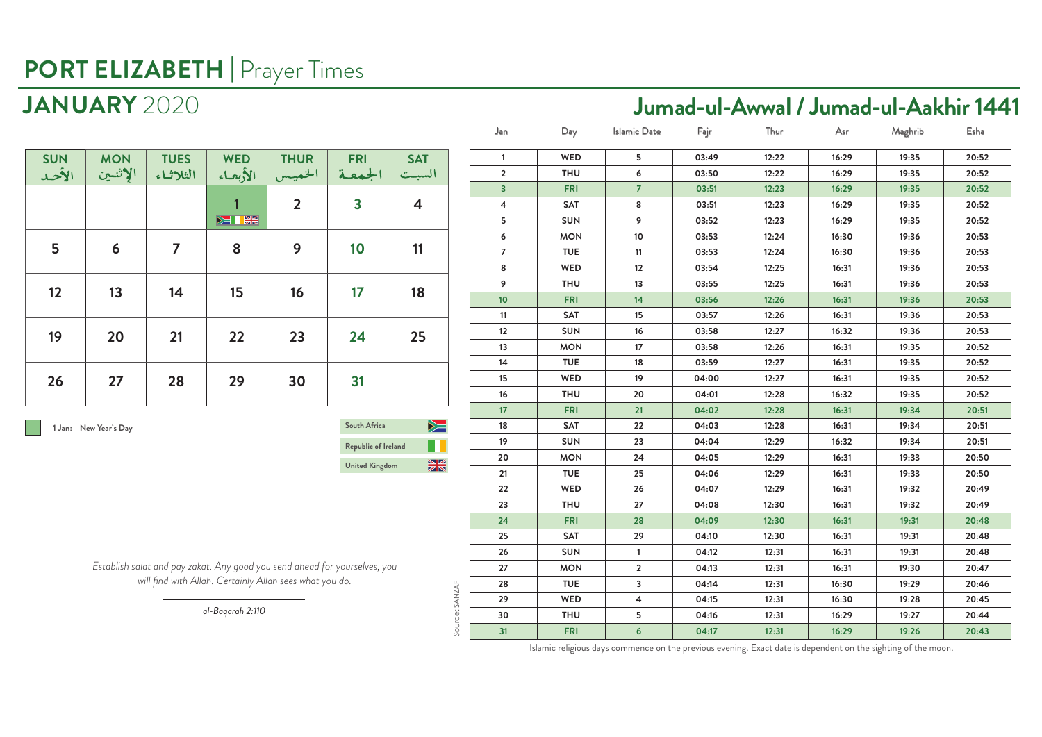# PORT ELIZABETH | Prayer Times

## JANUARY 2020

| SUN الأحد | MON الإثنين | TUES الثلاثاء | WED الأربعاء | THUR الخميس | FRI الجمعة | SAT السبت |
|---|---|---|---|---|---|---|
| | | | 1 | 2 | 3 | 4 |
| 5 | 6 | 7 | 8 | 9 | 10 | 11 |
| 12 | 13 | 14 | 15 | 16 | 17 | 18 |
| 19 | 20 | 21 | 22 | 23 | 24 | 25 |
| 26 | 27 | 28 | 29 | 30 | 31 | |

1 Jan: New Year's Day

South Africa
Republic of Ireland
United Kingdom

*Establish salat and pay zakat. Any good you send ahead for yourselves, you will find with Allah. Certainly Allah sees what you do.*

*al-Baqarah 2:110*

## Jumad-ul-Awwal / Jumad-ul-Aakhir 1441

| Jan | Day | Islamic Date | Fajr | Thur | Asr | Maghrib | Esha |
|---|---|---|---|---|---|---|---|
| 1 | WED | 5 | 03:49 | 12:22 | 16:29 | 19:35 | 20:52 |
| 2 | THU | 6 | 03:50 | 12:22 | 16:29 | 19:35 | 20:52 |
| 3 | FRI | 7 | 03:51 | 12:23 | 16:29 | 19:35 | 20:52 |
| 4 | SAT | 8 | 03:51 | 12:23 | 16:29 | 19:35 | 20:52 |
| 5 | SUN | 9 | 03:52 | 12:23 | 16:29 | 19:35 | 20:52 |
| 6 | MON | 10 | 03:53 | 12:24 | 16:30 | 19:36 | 20:53 |
| 7 | TUE | 11 | 03:53 | 12:24 | 16:30 | 19:36 | 20:53 |
| 8 | WED | 12 | 03:54 | 12:25 | 16:31 | 19:36 | 20:53 |
| 9 | THU | 13 | 03:55 | 12:25 | 16:31 | 19:36 | 20:53 |
| 10 | FRI | 14 | 03:56 | 12:26 | 16:31 | 19:36 | 20:53 |
| 11 | SAT | 15 | 03:57 | 12:26 | 16:31 | 19:36 | 20:53 |
| 12 | SUN | 16 | 03:58 | 12:27 | 16:32 | 19:36 | 20:53 |
| 13 | MON | 17 | 03:58 | 12:26 | 16:31 | 19:35 | 20:52 |
| 14 | TUE | 18 | 03:59 | 12:27 | 16:31 | 19:35 | 20:52 |
| 15 | WED | 19 | 04:00 | 12:27 | 16:31 | 19:35 | 20:52 |
| 16 | THU | 20 | 04:01 | 12:28 | 16:32 | 19:35 | 20:52 |
| 17 | FRI | 21 | 04:02 | 12:28 | 16:31 | 19:34 | 20:51 |
| 18 | SAT | 22 | 04:03 | 12:28 | 16:31 | 19:34 | 20:51 |
| 19 | SUN | 23 | 04:04 | 12:29 | 16:32 | 19:34 | 20:51 |
| 20 | MON | 24 | 04:05 | 12:29 | 16:31 | 19:33 | 20:50 |
| 21 | TUE | 25 | 04:06 | 12:29 | 16:31 | 19:33 | 20:50 |
| 22 | WED | 26 | 04:07 | 12:29 | 16:31 | 19:32 | 20:49 |
| 23 | THU | 27 | 04:08 | 12:30 | 16:31 | 19:32 | 20:49 |
| 24 | FRI | 28 | 04:09 | 12:30 | 16:31 | 19:31 | 20:48 |
| 25 | SAT | 29 | 04:10 | 12:30 | 16:31 | 19:31 | 20:48 |
| 26 | SUN | 1 | 04:12 | 12:31 | 16:31 | 19:31 | 20:48 |
| 27 | MON | 2 | 04:13 | 12:31 | 16:31 | 19:30 | 20:47 |
| 28 | TUE | 3 | 04:14 | 12:31 | 16:30 | 19:29 | 20:46 |
| 29 | WED | 4 | 04:15 | 12:31 | 16:30 | 19:28 | 20:45 |
| 30 | THU | 5 | 04:16 | 12:31 | 16:29 | 19:27 | 20:44 |
| 31 | FRI | 6 | 04:17 | 12:31 | 16:29 | 19:26 | 20:43 |

Source: SANZAF

Islamic religious days commence on the previous evening. Exact date is dependent on the sighting of the moon.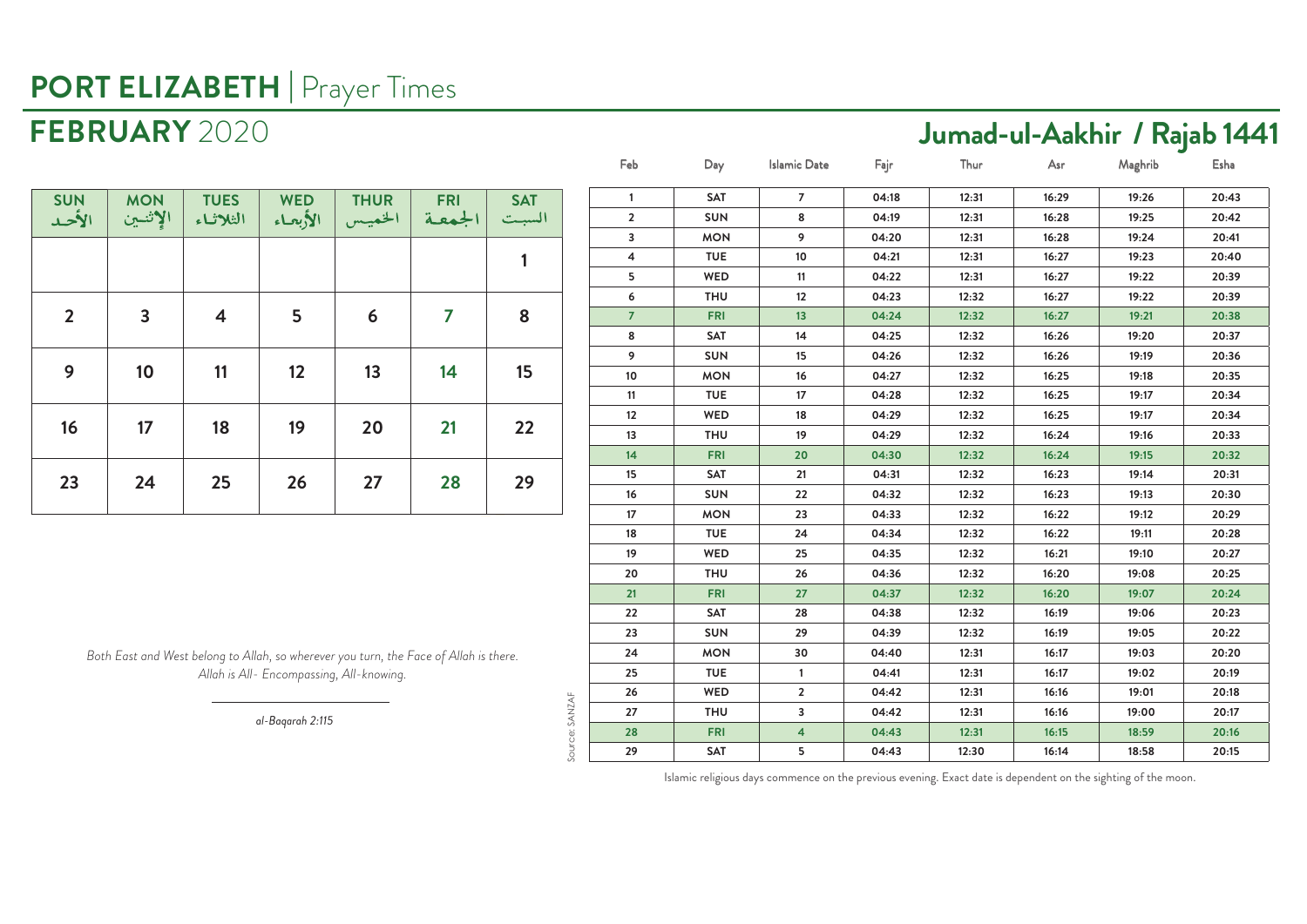# PORT ELIZABETH | Prayer Times

## FEBRUARY 2020

## Jumad-ul-Aakhir / Rajab 1441

| SUN الأحد | MON الإثنين | TUES الثلاثاء | WED الأربعاء | THUR الخميس | FRI الجمعة | SAT السبت |
|---|---|---|---|---|---|---|
| | | | | | | 1 |
| 2 | 3 | 4 | 5 | 6 | 7 | 8 |
| 9 | 10 | 11 | 12 | 13 | 14 | 15 |
| 16 | 17 | 18 | 19 | 20 | 21 | 22 |
| 23 | 24 | 25 | 26 | 27 | 28 | 29 |

*Both East and West belong to Allah, so wherever you turn, the Face of Allah is there. Allah is All- Encompassing, All-knowing.*

*al-Baqarah 2:115*

| Feb | Day | Islamic Date | Fajr | Thur | Asr | Maghrib | Esha |
|---|---|---|---|---|---|---|---|
| 1 | SAT | 7 | 04:18 | 12:31 | 16:29 | 19:26 | 20:43 |
| 2 | SUN | 8 | 04:19 | 12:31 | 16:28 | 19:25 | 20:42 |
| 3 | MON | 9 | 04:20 | 12:31 | 16:28 | 19:24 | 20:41 |
| 4 | TUE | 10 | 04:21 | 12:31 | 16:27 | 19:23 | 20:40 |
| 5 | WED | 11 | 04:22 | 12:31 | 16:27 | 19:22 | 20:39 |
| 6 | THU | 12 | 04:23 | 12:32 | 16:27 | 19:22 | 20:39 |
| 7 | FRI | 13 | 04:24 | 12:32 | 16:27 | 19:21 | 20:38 |
| 8 | SAT | 14 | 04:25 | 12:32 | 16:26 | 19:20 | 20:37 |
| 9 | SUN | 15 | 04:26 | 12:32 | 16:26 | 19:19 | 20:36 |
| 10 | MON | 16 | 04:27 | 12:32 | 16:25 | 19:18 | 20:35 |
| 11 | TUE | 17 | 04:28 | 12:32 | 16:25 | 19:17 | 20:34 |
| 12 | WED | 18 | 04:29 | 12:32 | 16:25 | 19:17 | 20:34 |
| 13 | THU | 19 | 04:29 | 12:32 | 16:24 | 19:16 | 20:33 |
| 14 | FRI | 20 | 04:30 | 12:32 | 16:24 | 19:15 | 20:32 |
| 15 | SAT | 21 | 04:31 | 12:32 | 16:23 | 19:14 | 20:31 |
| 16 | SUN | 22 | 04:32 | 12:32 | 16:23 | 19:13 | 20:30 |
| 17 | MON | 23 | 04:33 | 12:32 | 16:22 | 19:12 | 20:29 |
| 18 | TUE | 24 | 04:34 | 12:32 | 16:22 | 19:11 | 20:28 |
| 19 | WED | 25 | 04:35 | 12:32 | 16:21 | 19:10 | 20:27 |
| 20 | THU | 26 | 04:36 | 12:32 | 16:20 | 19:08 | 20:25 |
| 21 | FRI | 27 | 04:37 | 12:32 | 16:20 | 19:07 | 20:24 |
| 22 | SAT | 28 | 04:38 | 12:32 | 16:19 | 19:06 | 20:23 |
| 23 | SUN | 29 | 04:39 | 12:32 | 16:19 | 19:05 | 20:22 |
| 24 | MON | 30 | 04:40 | 12:31 | 16:17 | 19:03 | 20:20 |
| 25 | TUE | 1 | 04:41 | 12:31 | 16:17 | 19:02 | 20:19 |
| 26 | WED | 2 | 04:42 | 12:31 | 16:16 | 19:01 | 20:18 |
| 27 | THU | 3 | 04:42 | 12:31 | 16:16 | 19:00 | 20:17 |
| 28 | FRI | 4 | 04:43 | 12:31 | 16:15 | 18:59 | 20:16 |
| 29 | SAT | 5 | 04:43 | 12:30 | 16:14 | 18:58 | 20:15 |

Source: SANZAF

Islamic religious days commence on the previous evening. Exact date is dependent on the sighting of the moon.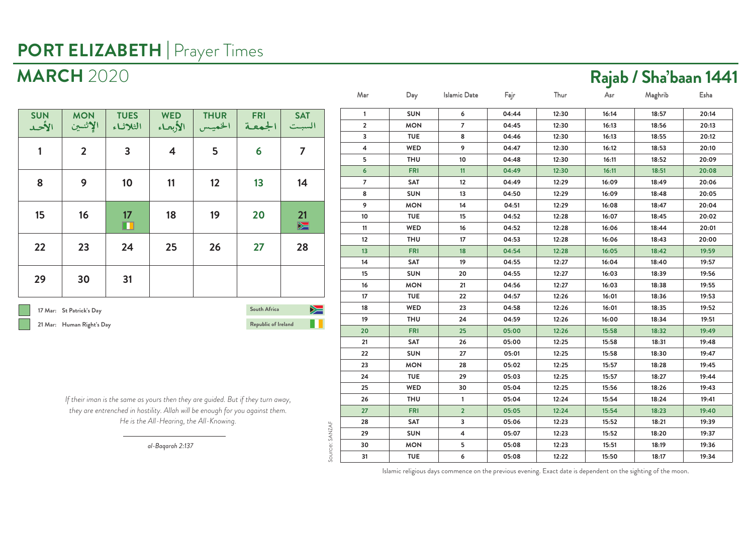# PORT ELIZABETH | Prayer Times

## MARCH 2020

## Rajab / Sha'baan 1441

| SUN الأحد | MON الإثنين | TUES الثلاثاء | WED الأربعاء | THUR الخميس | FRI الجمعة | SAT السبت |
|---|---|---|---|---|---|---|
| 1 | 2 | 3 | 4 | 5 | 6 | 7 |
| 8 | 9 | 10 | 11 | 12 | 13 | 14 |
| 15 | 16 | 17 | 18 | 19 | 20 | 21 |
| 22 | 23 | 24 | 25 | 26 | 27 | 28 |
| 29 | 30 | 31 | | | | |

17 Mar: St Patrick's Day

21 Mar: Human Right's Day

South Africa

Republic of Ireland

| Mar | Day | Islamic Date | Fajr | Thur | Asr | Maghrib | Esha |
|---|---|---|---|---|---|---|---|
| 1 | SUN | 6 | 04:44 | 12:30 | 16:14 | 18:57 | 20:14 |
| 2 | MON | 7 | 04:45 | 12:30 | 16:13 | 18:56 | 20:13 |
| 3 | TUE | 8 | 04:46 | 12:30 | 16:13 | 18:55 | 20:12 |
| 4 | WED | 9 | 04:47 | 12:30 | 16:12 | 18:53 | 20:10 |
| 5 | THU | 10 | 04:48 | 12:30 | 16:11 | 18:52 | 20:09 |
| 6 | FRI | 11 | 04:49 | 12:30 | 16:11 | 18:51 | 20:08 |
| 7 | SAT | 12 | 04:49 | 12:29 | 16:09 | 18:49 | 20:06 |
| 8 | SUN | 13 | 04:50 | 12:29 | 16:09 | 18:48 | 20:05 |
| 9 | MON | 14 | 04:51 | 12:29 | 16:08 | 18:47 | 20:04 |
| 10 | TUE | 15 | 04:52 | 12:28 | 16:07 | 18:45 | 20:02 |
| 11 | WED | 16 | 04:52 | 12:28 | 16:06 | 18:44 | 20:01 |
| 12 | THU | 17 | 04:53 | 12:28 | 16:06 | 18:43 | 20:00 |
| 13 | FRI | 18 | 04:54 | 12:28 | 16:05 | 18:42 | 19:59 |
| 14 | SAT | 19 | 04:55 | 12:27 | 16:04 | 18:40 | 19:57 |
| 15 | SUN | 20 | 04:55 | 12:27 | 16:03 | 18:39 | 19:56 |
| 16 | MON | 21 | 04:56 | 12:27 | 16:03 | 18:38 | 19:55 |
| 17 | TUE | 22 | 04:57 | 12:26 | 16:01 | 18:36 | 19:53 |
| 18 | WED | 23 | 04:58 | 12:26 | 16:01 | 18:35 | 19:52 |
| 19 | THU | 24 | 04:59 | 12:26 | 16:00 | 18:34 | 19:51 |
| 20 | FRI | 25 | 05:00 | 12:26 | 15:58 | 18:32 | 19:49 |
| 21 | SAT | 26 | 05:00 | 12:25 | 15:58 | 18:31 | 19:48 |
| 22 | SUN | 27 | 05:01 | 12:25 | 15:58 | 18:30 | 19:47 |
| 23 | MON | 28 | 05:02 | 12:25 | 15:57 | 18:28 | 19:45 |
| 24 | TUE | 29 | 05:03 | 12:25 | 15:57 | 18:27 | 19:44 |
| 25 | WED | 30 | 05:04 | 12:25 | 15:56 | 18:26 | 19:43 |
| 26 | THU | 1 | 05:04 | 12:24 | 15:54 | 18:24 | 19:41 |
| 27 | FRI | 2 | 05:05 | 12:24 | 15:54 | 18:23 | 19:40 |
| 28 | SAT | 3 | 05:06 | 12:23 | 15:52 | 18:21 | 19:39 |
| 29 | SUN | 4 | 05:07 | 12:23 | 15:52 | 18:20 | 19:37 |
| 30 | MON | 5 | 05:08 | 12:23 | 15:51 | 18:19 | 19:36 |
| 31 | TUE | 6 | 05:08 | 12:22 | 15:50 | 18:17 | 19:34 |

Source: SANZAF

Islamic religious days commence on the previous evening. Exact date is dependent on the sighting of the moon.

*If their iman is the same as yours then they are guided. But if they turn away, they are entrenched in hostility. Allah will be enough for you against them. He is the All-Hearing, the All-Knowing.*

*al-Baqarah 2:137*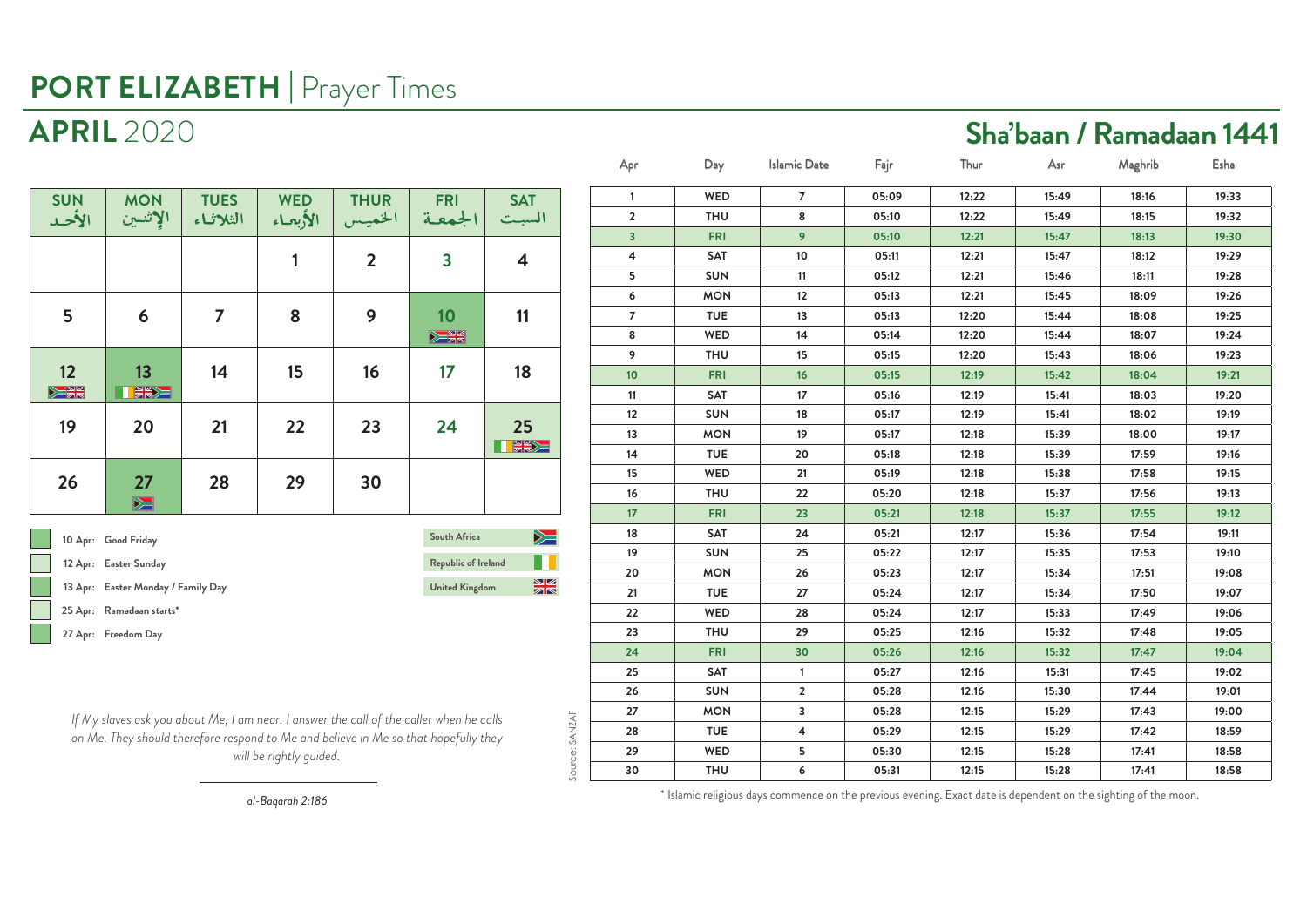# PORT ELIZABETH | Prayer Times

## APRIL 2020

## Sha'baan / Ramadaan 1441

| SUN الأحد | MON الإثنين | TUES الثلاثاء | WED الأربعاء | THUR الخميس | FRI الجمعة | SAT السبت |
|---|---|---|---|---|---|---|
| | | | 1 | 2 | 3 | 4 |
| 5 | 6 | 7 | 8 | 9 | 10 | 11 |
| 12 | 13 | 14 | 15 | 16 | 17 | 18 |
| 19 | 20 | 21 | 22 | 23 | 24 | 25 |
| 26 | 27 | 28 | 29 | 30 | | |

- 10 Apr: Good Friday
- 12 Apr: Easter Sunday
- 13 Apr: Easter Monday / Family Day
- 25 Apr: Ramadaan starts*
- 27 Apr: Freedom Day

South Africa | Republic of Ireland | United Kingdom

*If My slaves ask you about Me, I am near. I answer the call of the caller when he calls on Me. They should therefore respond to Me and believe in Me so that hopefully they will be rightly guided.*

*al-Baqarah 2:186*

| Apr | Day | Islamic Date | Fajr | Thur | Asr | Maghrib | Esha |
|---|---|---|---|---|---|---|---|
| 1 | WED | 7 | 05:09 | 12:22 | 15:49 | 18:16 | 19:33 |
| 2 | THU | 8 | 05:10 | 12:22 | 15:49 | 18:15 | 19:32 |
| 3 | FRI | 9 | 05:10 | 12:21 | 15:47 | 18:13 | 19:30 |
| 4 | SAT | 10 | 05:11 | 12:21 | 15:47 | 18:12 | 19:29 |
| 5 | SUN | 11 | 05:12 | 12:21 | 15:46 | 18:11 | 19:28 |
| 6 | MON | 12 | 05:13 | 12:21 | 15:45 | 18:09 | 19:26 |
| 7 | TUE | 13 | 05:13 | 12:20 | 15:44 | 18:08 | 19:25 |
| 8 | WED | 14 | 05:14 | 12:20 | 15:44 | 18:07 | 19:24 |
| 9 | THU | 15 | 05:15 | 12:20 | 15:43 | 18:06 | 19:23 |
| 10 | FRI | 16 | 05:15 | 12:19 | 15:42 | 18:04 | 19:21 |
| 11 | SAT | 17 | 05:16 | 12:19 | 15:41 | 18:03 | 19:20 |
| 12 | SUN | 18 | 05:17 | 12:19 | 15:41 | 18:02 | 19:19 |
| 13 | MON | 19 | 05:17 | 12:18 | 15:39 | 18:00 | 19:17 |
| 14 | TUE | 20 | 05:18 | 12:18 | 15:39 | 17:59 | 19:16 |
| 15 | WED | 21 | 05:19 | 12:18 | 15:38 | 17:58 | 19:15 |
| 16 | THU | 22 | 05:20 | 12:18 | 15:37 | 17:56 | 19:13 |
| 17 | FRI | 23 | 05:21 | 12:18 | 15:37 | 17:55 | 19:12 |
| 18 | SAT | 24 | 05:21 | 12:17 | 15:36 | 17:54 | 19:11 |
| 19 | SUN | 25 | 05:22 | 12:17 | 15:35 | 17:53 | 19:10 |
| 20 | MON | 26 | 05:23 | 12:17 | 15:34 | 17:51 | 19:08 |
| 21 | TUE | 27 | 05:24 | 12:17 | 15:34 | 17:50 | 19:07 |
| 22 | WED | 28 | 05:24 | 12:17 | 15:33 | 17:49 | 19:06 |
| 23 | THU | 29 | 05:25 | 12:16 | 15:32 | 17:48 | 19:05 |
| 24 | FRI | 30 | 05:26 | 12:16 | 15:32 | 17:47 | 19:04 |
| 25 | SAT | 1 | 05:27 | 12:16 | 15:31 | 17:45 | 19:02 |
| 26 | SUN | 2 | 05:28 | 12:16 | 15:30 | 17:44 | 19:01 |
| 27 | MON | 3 | 05:28 | 12:15 | 15:29 | 17:43 | 19:00 |
| 28 | TUE | 4 | 05:29 | 12:15 | 15:29 | 17:42 | 18:59 |
| 29 | WED | 5 | 05:30 | 12:15 | 15:28 | 17:41 | 18:58 |
| 30 | THU | 6 | 05:31 | 12:15 | 15:28 | 17:41 | 18:58 |

Source: SANZAF

\* Islamic religious days commence on the previous evening. Exact date is dependent on the sighting of the moon.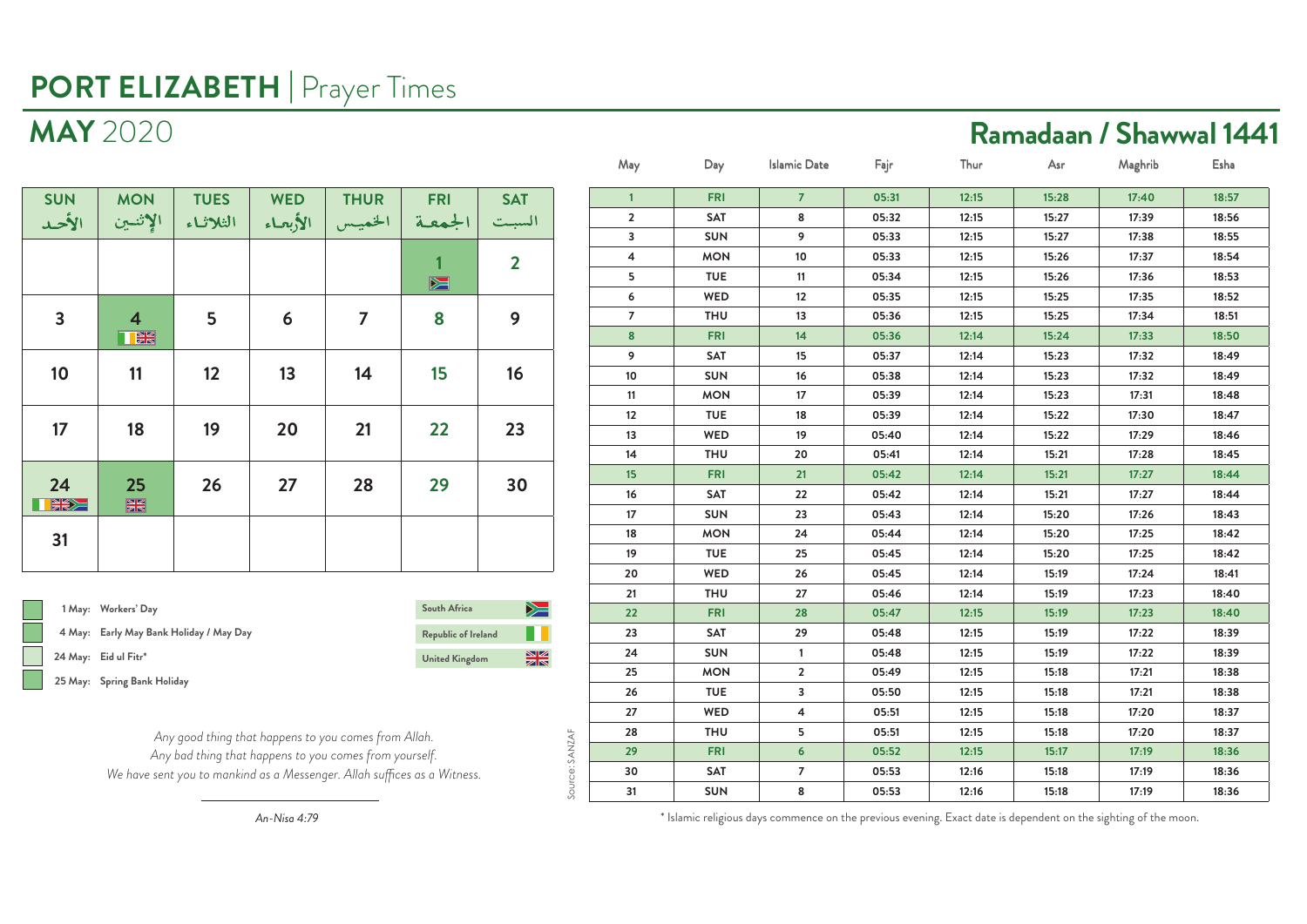# PORT ELIZABETH | Prayer Times

## MAY 2020

| SUN الأحد | MON الإثنين | TUES الثلاثاء | WED الأربعاء | THUR الخميس | FRI الجمعة | SAT السبت |
|---|---|---|---|---|---|---|
| | | | | | 1 | 2 |
| 3 | 4 | 5 | 6 | 7 | 8 | 9 |
| 10 | 11 | 12 | 13 | 14 | 15 | 16 |
| 17 | 18 | 19 | 20 | 21 | 22 | 23 |
| 24 | 25 | 26 | 27 | 28 | 29 | 30 |
| 31 | | | | | | |

- 1 May: Workers' Day
- 4 May: Early May Bank Holiday / May Day
- 24 May: Eid ul Fitr*
- 25 May: Spring Bank Holiday

South Africa | Republic of Ireland | United Kingdom

*Any good thing that happens to you comes from Allah.*
*Any bad thing that happens to you comes from yourself.*
*We have sent you to mankind as a Messenger. Allah suffices as a Witness.*

*An-Nisa 4:79*

## Ramadaan / Shawwal 1441

| May | Day | Islamic Date | Fajr | Thur | Asr | Maghrib | Esha |
|---|---|---|---|---|---|---|---|
| 1 | FRI | 7 | 05:31 | 12:15 | 15:28 | 17:40 | 18:57 |
| 2 | SAT | 8 | 05:32 | 12:15 | 15:27 | 17:39 | 18:56 |
| 3 | SUN | 9 | 05:33 | 12:15 | 15:27 | 17:38 | 18:55 |
| 4 | MON | 10 | 05:33 | 12:15 | 15:26 | 17:37 | 18:54 |
| 5 | TUE | 11 | 05:34 | 12:15 | 15:26 | 17:36 | 18:53 |
| 6 | WED | 12 | 05:35 | 12:15 | 15:25 | 17:35 | 18:52 |
| 7 | THU | 13 | 05:36 | 12:15 | 15:25 | 17:34 | 18:51 |
| 8 | FRI | 14 | 05:36 | 12:14 | 15:24 | 17:33 | 18:50 |
| 9 | SAT | 15 | 05:37 | 12:14 | 15:23 | 17:32 | 18:49 |
| 10 | SUN | 16 | 05:38 | 12:14 | 15:23 | 17:32 | 18:49 |
| 11 | MON | 17 | 05:39 | 12:14 | 15:23 | 17:31 | 18:48 |
| 12 | TUE | 18 | 05:39 | 12:14 | 15:22 | 17:30 | 18:47 |
| 13 | WED | 19 | 05:40 | 12:14 | 15:22 | 17:29 | 18:46 |
| 14 | THU | 20 | 05:41 | 12:14 | 15:21 | 17:28 | 18:45 |
| 15 | FRI | 21 | 05:42 | 12:14 | 15:21 | 17:27 | 18:44 |
| 16 | SAT | 22 | 05:42 | 12:14 | 15:21 | 17:27 | 18:44 |
| 17 | SUN | 23 | 05:43 | 12:14 | 15:20 | 17:26 | 18:43 |
| 18 | MON | 24 | 05:44 | 12:14 | 15:20 | 17:25 | 18:42 |
| 19 | TUE | 25 | 05:45 | 12:14 | 15:20 | 17:25 | 18:42 |
| 20 | WED | 26 | 05:45 | 12:14 | 15:19 | 17:24 | 18:41 |
| 21 | THU | 27 | 05:46 | 12:14 | 15:19 | 17:23 | 18:40 |
| 22 | FRI | 28 | 05:47 | 12:15 | 15:19 | 17:23 | 18:40 |
| 23 | SAT | 29 | 05:48 | 12:15 | 15:19 | 17:22 | 18:39 |
| 24 | SUN | 1 | 05:48 | 12:15 | 15:19 | 17:22 | 18:39 |
| 25 | MON | 2 | 05:49 | 12:15 | 15:18 | 17:21 | 18:38 |
| 26 | TUE | 3 | 05:50 | 12:15 | 15:18 | 17:21 | 18:38 |
| 27 | WED | 4 | 05:51 | 12:15 | 15:18 | 17:20 | 18:37 |
| 28 | THU | 5 | 05:51 | 12:15 | 15:18 | 17:20 | 18:37 |
| 29 | FRI | 6 | 05:52 | 12:15 | 15:17 | 17:19 | 18:36 |
| 30 | SAT | 7 | 05:53 | 12:16 | 15:18 | 17:19 | 18:36 |
| 31 | SUN | 8 | 05:53 | 12:16 | 15:18 | 17:19 | 18:36 |

Source: SANZAF

\* Islamic religious days commence on the previous evening. Exact date is dependent on the sighting of the moon.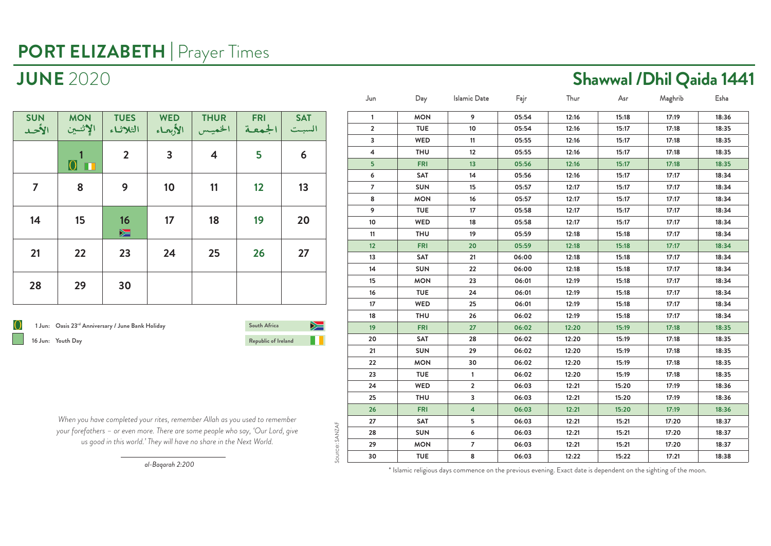# PORT ELIZABETH | Prayer Times

## JUNE 2020

| SUN الأحد | MON الإثنين | TUES الثلاثاء | WED الأربعاء | THUR الخميس | FRI الجمعة | SAT السبت |
|---|---|---|---|---|---|---|
| | 1 | 2 | 3 | 4 | 5 | 6 |
| 7 | 8 | 9 | 10 | 11 | 12 | 13 |
| 14 | 15 | 16 | 17 | 18 | 19 | 20 |
| 21 | 22 | 23 | 24 | 25 | 26 | 27 |
| 28 | 29 | 30 | | | | |

1 Jun: Oasis 23rd Anniversary / June Bank Holiday

16 Jun: Youth Day

South Africa

Republic of Ireland

*When you have completed your rites, remember Allah as you used to remember your forefathers – or even more. There are some people who say, 'Our Lord, give us good in this world.' They will have no share in the Next World.*

*al-Baqarah 2:200*

## Shawwal /Dhil Qaida 1441

| Jun | Day | Islamic Date | Fajr | Thur | Asr | Maghrib | Esha |
|---|---|---|---|---|---|---|---|
| 1 | MON | 9 | 05:54 | 12:16 | 15:18 | 17:19 | 18:36 |
| 2 | TUE | 10 | 05:54 | 12:16 | 15:17 | 17:18 | 18:35 |
| 3 | WED | 11 | 05:55 | 12:16 | 15:17 | 17:18 | 18:35 |
| 4 | THU | 12 | 05:55 | 12:16 | 15:17 | 17:18 | 18:35 |
| 5 | FRI | 13 | 05:56 | 12:16 | 15:17 | 17:18 | 18:35 |
| 6 | SAT | 14 | 05:56 | 12:16 | 15:17 | 17:17 | 18:34 |
| 7 | SUN | 15 | 05:57 | 12:17 | 15:17 | 17:17 | 18:34 |
| 8 | MON | 16 | 05:57 | 12:17 | 15:17 | 17:17 | 18:34 |
| 9 | TUE | 17 | 05:58 | 12:17 | 15:17 | 17:17 | 18:34 |
| 10 | WED | 18 | 05:58 | 12:17 | 15:17 | 17:17 | 18:34 |
| 11 | THU | 19 | 05:59 | 12:18 | 15:18 | 17:17 | 18:34 |
| 12 | FRI | 20 | 05:59 | 12:18 | 15:18 | 17:17 | 18:34 |
| 13 | SAT | 21 | 06:00 | 12:18 | 15:18 | 17:17 | 18:34 |
| 14 | SUN | 22 | 06:00 | 12:18 | 15:18 | 17:17 | 18:34 |
| 15 | MON | 23 | 06:01 | 12:19 | 15:18 | 17:17 | 18:34 |
| 16 | TUE | 24 | 06:01 | 12:19 | 15:18 | 17:17 | 18:34 |
| 17 | WED | 25 | 06:01 | 12:19 | 15:18 | 17:17 | 18:34 |
| 18 | THU | 26 | 06:02 | 12:19 | 15:18 | 17:17 | 18:34 |
| 19 | FRI | 27 | 06:02 | 12:20 | 15:19 | 17:18 | 18:35 |
| 20 | SAT | 28 | 06:02 | 12:20 | 15:19 | 17:18 | 18:35 |
| 21 | SUN | 29 | 06:02 | 12:20 | 15:19 | 17:18 | 18:35 |
| 22 | MON | 30 | 06:02 | 12:20 | 15:19 | 17:18 | 18:35 |
| 23 | TUE | 1 | 06:02 | 12:20 | 15:19 | 17:18 | 18:35 |
| 24 | WED | 2 | 06:03 | 12:21 | 15:20 | 17:19 | 18:36 |
| 25 | THU | 3 | 06:03 | 12:21 | 15:20 | 17:19 | 18:36 |
| 26 | FRI | 4 | 06:03 | 12:21 | 15:20 | 17:19 | 18:36 |
| 27 | SAT | 5 | 06:03 | 12:21 | 15:21 | 17:20 | 18:37 |
| 28 | SUN | 6 | 06:03 | 12:21 | 15:21 | 17:20 | 18:37 |
| 29 | MON | 7 | 06:03 | 12:21 | 15:21 | 17:20 | 18:37 |
| 30 | TUE | 8 | 06:03 | 12:22 | 15:22 | 17:21 | 18:38 |

Source: SANZAF

* Islamic religious days commence on the previous evening. Exact date is dependent on the sighting of the moon.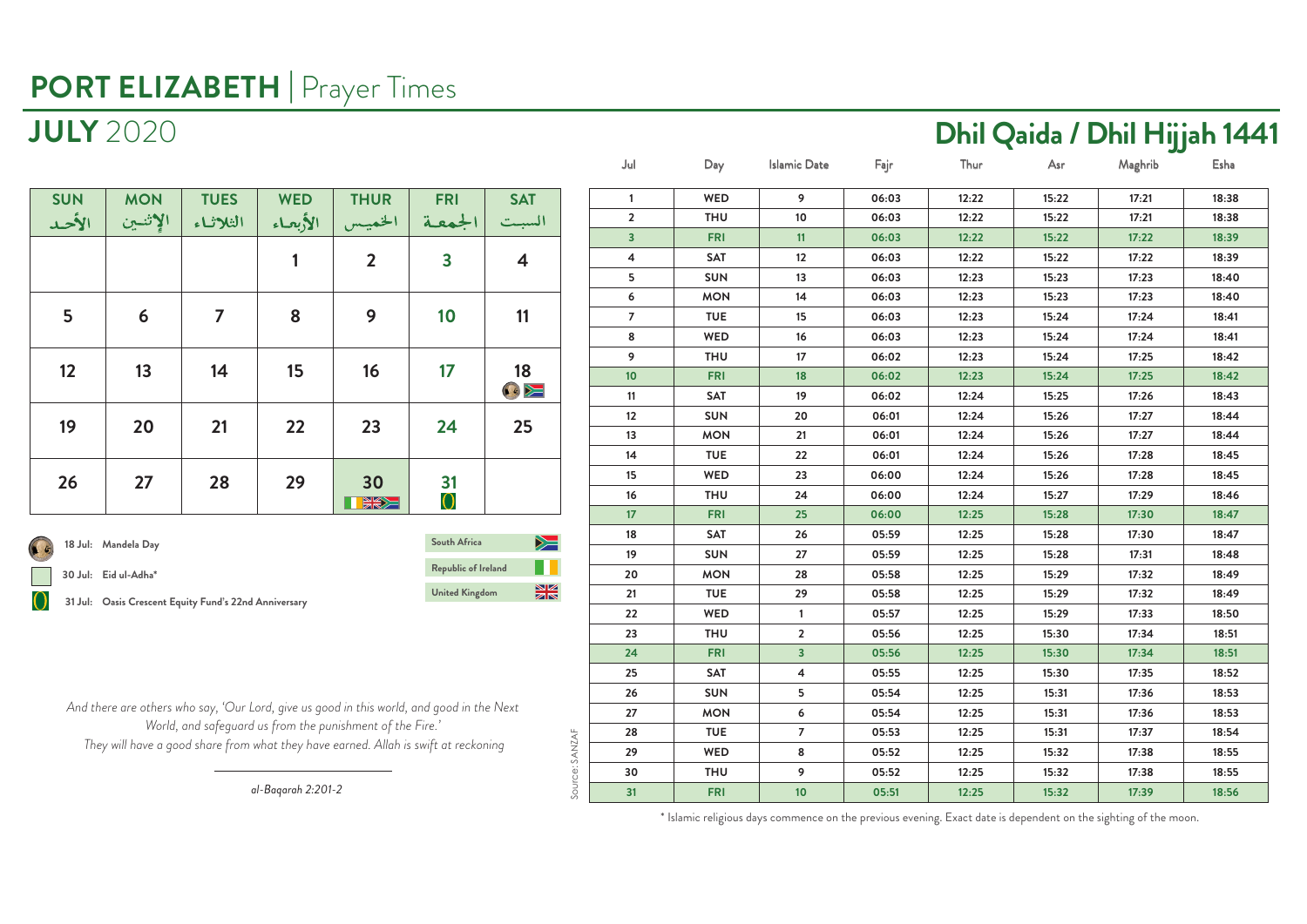# PORT ELIZABETH | Prayer Times

## JULY 2020

## Dhil Qaida / Dhil Hijjah 1441

| SUN الأحد | MON الإثنين | TUES الثلاثاء | WED الأربعاء | THUR الخميس | FRI الجمعة | SAT السبت |
|---|---|---|---|---|---|---|
| | | | 1 | 2 | 3 | 4 |
| 5 | 6 | 7 | 8 | 9 | 10 | 11 |
| 12 | 13 | 14 | 15 | 16 | 17 | 18 |
| 19 | 20 | 21 | 22 | 23 | 24 | 25 |
| 26 | 27 | 28 | 29 | 30 | 31 | |

18 Jul: Mandela Day

30 Jul: Eid ul-Adha*

31 Jul: Oasis Crescent Equity Fund's 22nd Anniversary

South Africa

Republic of Ireland

United Kingdom

*And there are others who say, 'Our Lord, give us good in this world, and good in the Next World, and safeguard us from the punishment of the Fire.' They will have a good share from what they have earned. Allah is swift at reckoning*

*al-Baqarah 2:201-2*

| Jul | Day | Islamic Date | Fajr | Thur | Asr | Maghrib | Esha |
|---|---|---|---|---|---|---|---|
| 1 | WED | 9 | 06:03 | 12:22 | 15:22 | 17:21 | 18:38 |
| 2 | THU | 10 | 06:03 | 12:22 | 15:22 | 17:21 | 18:38 |
| 3 | FRI | 11 | 06:03 | 12:22 | 15:22 | 17:22 | 18:39 |
| 4 | SAT | 12 | 06:03 | 12:22 | 15:22 | 17:22 | 18:39 |
| 5 | SUN | 13 | 06:03 | 12:23 | 15:23 | 17:23 | 18:40 |
| 6 | MON | 14 | 06:03 | 12:23 | 15:23 | 17:23 | 18:40 |
| 7 | TUE | 15 | 06:03 | 12:23 | 15:24 | 17:24 | 18:41 |
| 8 | WED | 16 | 06:03 | 12:23 | 15:24 | 17:24 | 18:41 |
| 9 | THU | 17 | 06:02 | 12:23 | 15:24 | 17:25 | 18:42 |
| 10 | FRI | 18 | 06:02 | 12:23 | 15:24 | 17:25 | 18:42 |
| 11 | SAT | 19 | 06:02 | 12:24 | 15:25 | 17:26 | 18:43 |
| 12 | SUN | 20 | 06:01 | 12:24 | 15:26 | 17:27 | 18:44 |
| 13 | MON | 21 | 06:01 | 12:24 | 15:26 | 17:27 | 18:44 |
| 14 | TUE | 22 | 06:01 | 12:24 | 15:26 | 17:28 | 18:45 |
| 15 | WED | 23 | 06:00 | 12:24 | 15:26 | 17:28 | 18:45 |
| 16 | THU | 24 | 06:00 | 12:24 | 15:27 | 17:29 | 18:46 |
| 17 | FRI | 25 | 06:00 | 12:25 | 15:28 | 17:30 | 18:47 |
| 18 | SAT | 26 | 05:59 | 12:25 | 15:28 | 17:30 | 18:47 |
| 19 | SUN | 27 | 05:59 | 12:25 | 15:28 | 17:31 | 18:48 |
| 20 | MON | 28 | 05:58 | 12:25 | 15:29 | 17:32 | 18:49 |
| 21 | TUE | 29 | 05:58 | 12:25 | 15:29 | 17:32 | 18:49 |
| 22 | WED | 1 | 05:57 | 12:25 | 15:29 | 17:33 | 18:50 |
| 23 | THU | 2 | 05:56 | 12:25 | 15:30 | 17:34 | 18:51 |
| 24 | FRI | 3 | 05:56 | 12:25 | 15:30 | 17:34 | 18:51 |
| 25 | SAT | 4 | 05:55 | 12:25 | 15:30 | 17:35 | 18:52 |
| 26 | SUN | 5 | 05:54 | 12:25 | 15:31 | 17:36 | 18:53 |
| 27 | MON | 6 | 05:54 | 12:25 | 15:31 | 17:36 | 18:53 |
| 28 | TUE | 7 | 05:53 | 12:25 | 15:31 | 17:37 | 18:54 |
| 29 | WED | 8 | 05:52 | 12:25 | 15:32 | 17:38 | 18:55 |
| 30 | THU | 9 | 05:52 | 12:25 | 15:32 | 17:38 | 18:55 |
| 31 | FRI | 10 | 05:51 | 12:25 | 15:32 | 17:39 | 18:56 |

Source: SANZAF

\* Islamic religious days commence on the previous evening. Exact date is dependent on the sighting of the moon.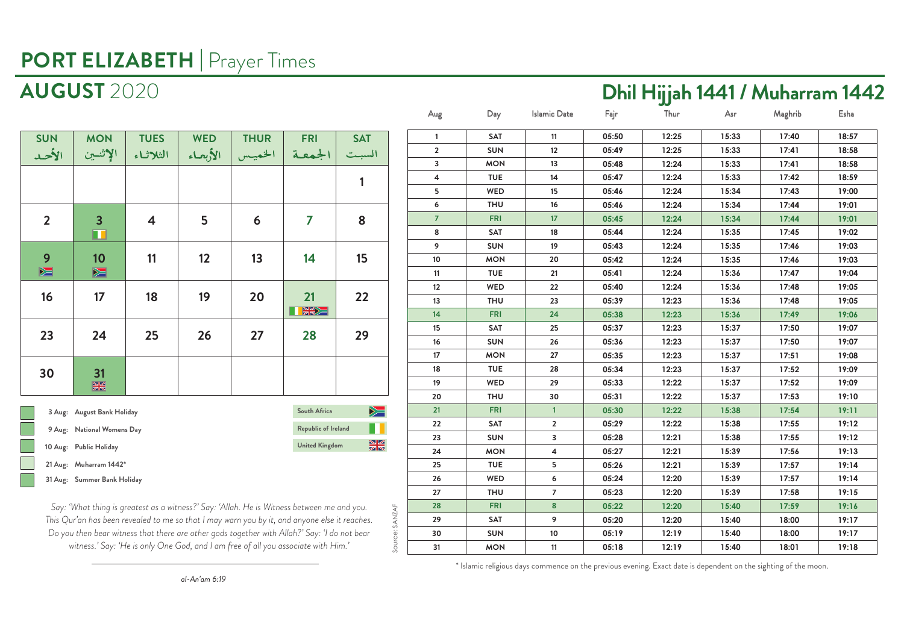# PORT ELIZABETH | Prayer Times

## AUGUST 2020

## Dhil Hijjah 1441 / Muharram 1442

| SUN الأحد | MON الإثنين | TUES الثلاثاء | WED الأربعاء | THUR الخميس | FRI الجمعة | SAT السبت |
|---|---|---|---|---|---|---|
| | | | | | | 1 |
| 2 | 3 | 4 | 5 | 6 | 7 | 8 |
| 9 | 10 | 11 | 12 | 13 | 14 | 15 |
| 16 | 17 | 18 | 19 | 20 | 21 | 22 |
| 23 | 24 | 25 | 26 | 27 | 28 | 29 |
| 30 | 31 | | | | | |

- 3 Aug: August Bank Holiday
- 9 Aug: National Womens Day
- 10 Aug: Public Holiday
- 21 Aug: Muharram 1442*
- 31 Aug: Summer Bank Holiday

South Africa · Republic of Ireland · United Kingdom

*Say: 'What thing is greatest as a witness?' Say: 'Allah. He is Witness between me and you. This Qur'an has been revealed to me so that I may warn you by it, and anyone else it reaches. Do you then bear witness that there are other gods together with Allah?' Say: 'I do not bear witness.' Say: 'He is only One God, and I am free of all you associate with Him.'*

*al-An'am 6:19*

Source: SANZAF

| Aug | Day | Islamic Date | Fajr | Thur | Asr | Maghrib | Esha |
|---|---|---|---|---|---|---|---|
| 1 | SAT | 11 | 05:50 | 12:25 | 15:33 | 17:40 | 18:57 |
| 2 | SUN | 12 | 05:49 | 12:25 | 15:33 | 17:41 | 18:58 |
| 3 | MON | 13 | 05:48 | 12:24 | 15:33 | 17:41 | 18:58 |
| 4 | TUE | 14 | 05:47 | 12:24 | 15:33 | 17:42 | 18:59 |
| 5 | WED | 15 | 05:46 | 12:24 | 15:34 | 17:43 | 19:00 |
| 6 | THU | 16 | 05:46 | 12:24 | 15:34 | 17:44 | 19:01 |
| 7 | FRI | 17 | 05:45 | 12:24 | 15:34 | 17:44 | 19:01 |
| 8 | SAT | 18 | 05:44 | 12:24 | 15:35 | 17:45 | 19:02 |
| 9 | SUN | 19 | 05:43 | 12:24 | 15:35 | 17:46 | 19:03 |
| 10 | MON | 20 | 05:42 | 12:24 | 15:35 | 17:46 | 19:03 |
| 11 | TUE | 21 | 05:41 | 12:24 | 15:36 | 17:47 | 19:04 |
| 12 | WED | 22 | 05:40 | 12:24 | 15:36 | 17:48 | 19:05 |
| 13 | THU | 23 | 05:39 | 12:23 | 15:36 | 17:48 | 19:05 |
| 14 | FRI | 24 | 05:38 | 12:23 | 15:36 | 17:49 | 19:06 |
| 15 | SAT | 25 | 05:37 | 12:23 | 15:37 | 17:50 | 19:07 |
| 16 | SUN | 26 | 05:36 | 12:23 | 15:37 | 17:50 | 19:07 |
| 17 | MON | 27 | 05:35 | 12:23 | 15:37 | 17:51 | 19:08 |
| 18 | TUE | 28 | 05:34 | 12:23 | 15:37 | 17:52 | 19:09 |
| 19 | WED | 29 | 05:33 | 12:22 | 15:37 | 17:52 | 19:09 |
| 20 | THU | 30 | 05:31 | 12:22 | 15:37 | 17:53 | 19:10 |
| 21 | FRI | 1 | 05:30 | 12:22 | 15:38 | 17:54 | 19:11 |
| 22 | SAT | 2 | 05:29 | 12:22 | 15:38 | 17:55 | 19:12 |
| 23 | SUN | 3 | 05:28 | 12:21 | 15:38 | 17:55 | 19:12 |
| 24 | MON | 4 | 05:27 | 12:21 | 15:39 | 17:56 | 19:13 |
| 25 | TUE | 5 | 05:26 | 12:21 | 15:39 | 17:57 | 19:14 |
| 26 | WED | 6 | 05:24 | 12:20 | 15:39 | 17:57 | 19:14 |
| 27 | THU | 7 | 05:23 | 12:20 | 15:39 | 17:58 | 19:15 |
| 28 | FRI | 8 | 05:22 | 12:20 | 15:40 | 17:59 | 19:16 |
| 29 | SAT | 9 | 05:20 | 12:20 | 15:40 | 18:00 | 19:17 |
| 30 | SUN | 10 | 05:19 | 12:19 | 15:40 | 18:00 | 19:17 |
| 31 | MON | 11 | 05:18 | 12:19 | 15:40 | 18:01 | 19:18 |

\* Islamic religious days commence on the previous evening. Exact date is dependent on the sighting of the moon.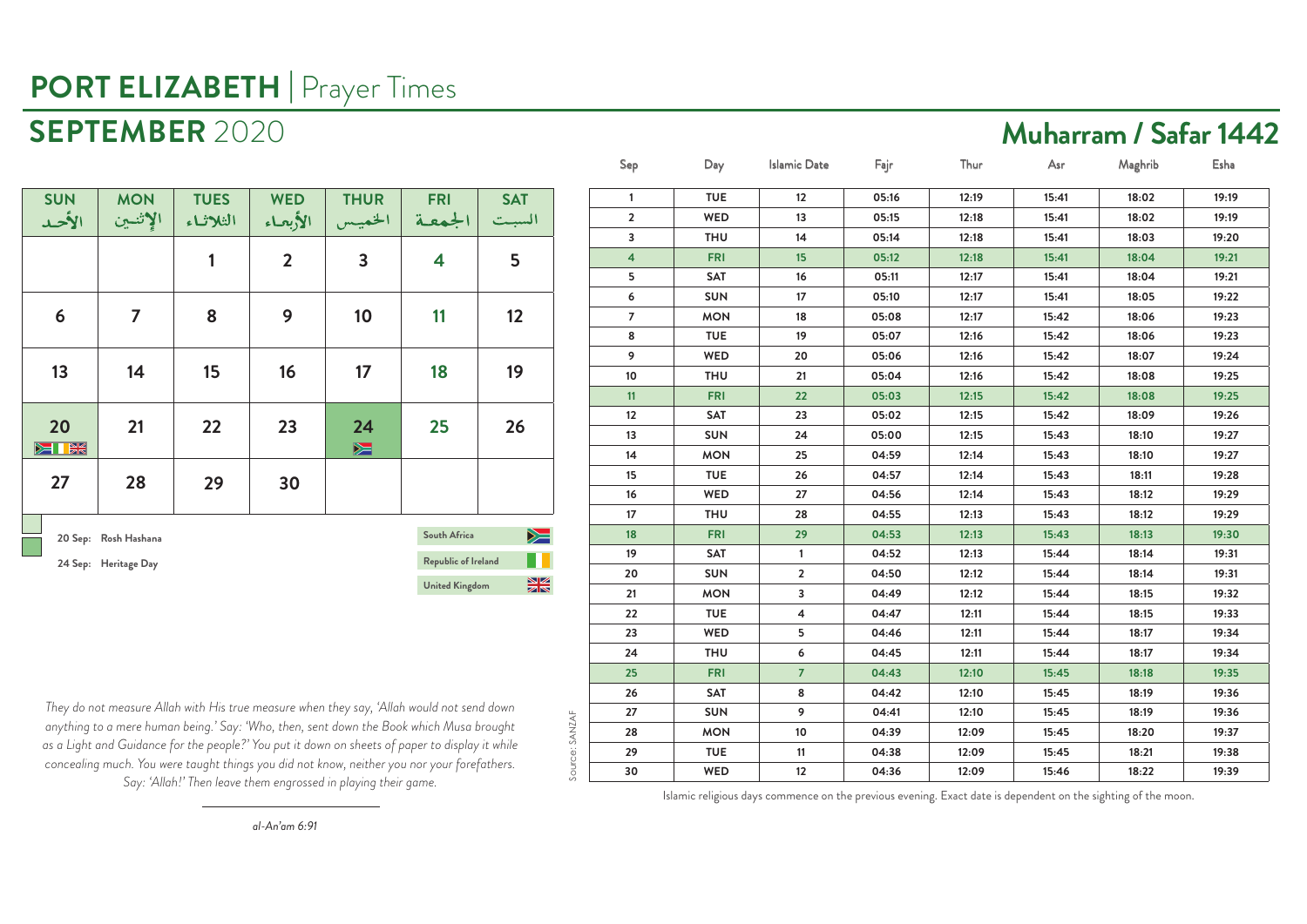# PORT ELIZABETH | Prayer Times

## SEPTEMBER 2020

## Muharram / Safar 1442

| SUN الأحد | MON الإثنين | TUES الثلاثاء | WED الأربعاء | THUR الخميس | FRI الجمعة | SAT السبت |
|---|---|---|---|---|---|---|
| | | 1 | 2 | 3 | 4 | 5 |
| 6 | 7 | 8 | 9 | 10 | 11 | 12 |
| 13 | 14 | 15 | 16 | 17 | 18 | 19 |
| 20 | 21 | 22 | 23 | 24 | 25 | 26 |
| 27 | 28 | 29 | 30 | | | |

20 Sep: Rosh Hashana

24 Sep: Heritage Day

South Africa

Republic of Ireland

United Kingdom

| Sep | Day | Islamic Date | Fajr | Thur | Asr | Maghrib | Esha |
|---|---|---|---|---|---|---|---|
| 1 | TUE | 12 | 05:16 | 12:19 | 15:41 | 18:02 | 19:19 |
| 2 | WED | 13 | 05:15 | 12:18 | 15:41 | 18:02 | 19:19 |
| 3 | THU | 14 | 05:14 | 12:18 | 15:41 | 18:03 | 19:20 |
| 4 | FRI | 15 | 05:12 | 12:18 | 15:41 | 18:04 | 19:21 |
| 5 | SAT | 16 | 05:11 | 12:17 | 15:41 | 18:04 | 19:21 |
| 6 | SUN | 17 | 05:10 | 12:17 | 15:41 | 18:05 | 19:22 |
| 7 | MON | 18 | 05:08 | 12:17 | 15:42 | 18:06 | 19:23 |
| 8 | TUE | 19 | 05:07 | 12:16 | 15:42 | 18:06 | 19:23 |
| 9 | WED | 20 | 05:06 | 12:16 | 15:42 | 18:07 | 19:24 |
| 10 | THU | 21 | 05:04 | 12:16 | 15:42 | 18:08 | 19:25 |
| 11 | FRI | 22 | 05:03 | 12:15 | 15:42 | 18:08 | 19:25 |
| 12 | SAT | 23 | 05:02 | 12:15 | 15:42 | 18:09 | 19:26 |
| 13 | SUN | 24 | 05:00 | 12:15 | 15:43 | 18:10 | 19:27 |
| 14 | MON | 25 | 04:59 | 12:14 | 15:43 | 18:10 | 19:27 |
| 15 | TUE | 26 | 04:57 | 12:14 | 15:43 | 18:11 | 19:28 |
| 16 | WED | 27 | 04:56 | 12:14 | 15:43 | 18:12 | 19:29 |
| 17 | THU | 28 | 04:55 | 12:13 | 15:43 | 18:12 | 19:29 |
| 18 | FRI | 29 | 04:53 | 12:13 | 15:43 | 18:13 | 19:30 |
| 19 | SAT | 1 | 04:52 | 12:13 | 15:44 | 18:14 | 19:31 |
| 20 | SUN | 2 | 04:50 | 12:12 | 15:44 | 18:14 | 19:31 |
| 21 | MON | 3 | 04:49 | 12:12 | 15:44 | 18:15 | 19:32 |
| 22 | TUE | 4 | 04:47 | 12:11 | 15:44 | 18:15 | 19:33 |
| 23 | WED | 5 | 04:46 | 12:11 | 15:44 | 18:17 | 19:34 |
| 24 | THU | 6 | 04:45 | 12:11 | 15:44 | 18:17 | 19:34 |
| 25 | FRI | 7 | 04:43 | 12:10 | 15:45 | 18:18 | 19:35 |
| 26 | SAT | 8 | 04:42 | 12:10 | 15:45 | 18:19 | 19:36 |
| 27 | SUN | 9 | 04:41 | 12:10 | 15:45 | 18:19 | 19:36 |
| 28 | MON | 10 | 04:39 | 12:09 | 15:45 | 18:20 | 19:37 |
| 29 | TUE | 11 | 04:38 | 12:09 | 15:45 | 18:21 | 19:38 |
| 30 | WED | 12 | 04:36 | 12:09 | 15:46 | 18:22 | 19:39 |

Source: SANZAF

Islamic religious days commence on the previous evening. Exact date is dependent on the sighting of the moon.

*They do not measure Allah with His true measure when they say, 'Allah would not send down anything to a mere human being.' Say: 'Who, then, sent down the Book which Musa brought as a Light and Guidance for the people?' You put it down on sheets of paper to display it while concealing much. You were taught things you did not know, neither you nor your forefathers. Say: 'Allah!' Then leave them engrossed in playing their game.*

*al-An'am 6:91*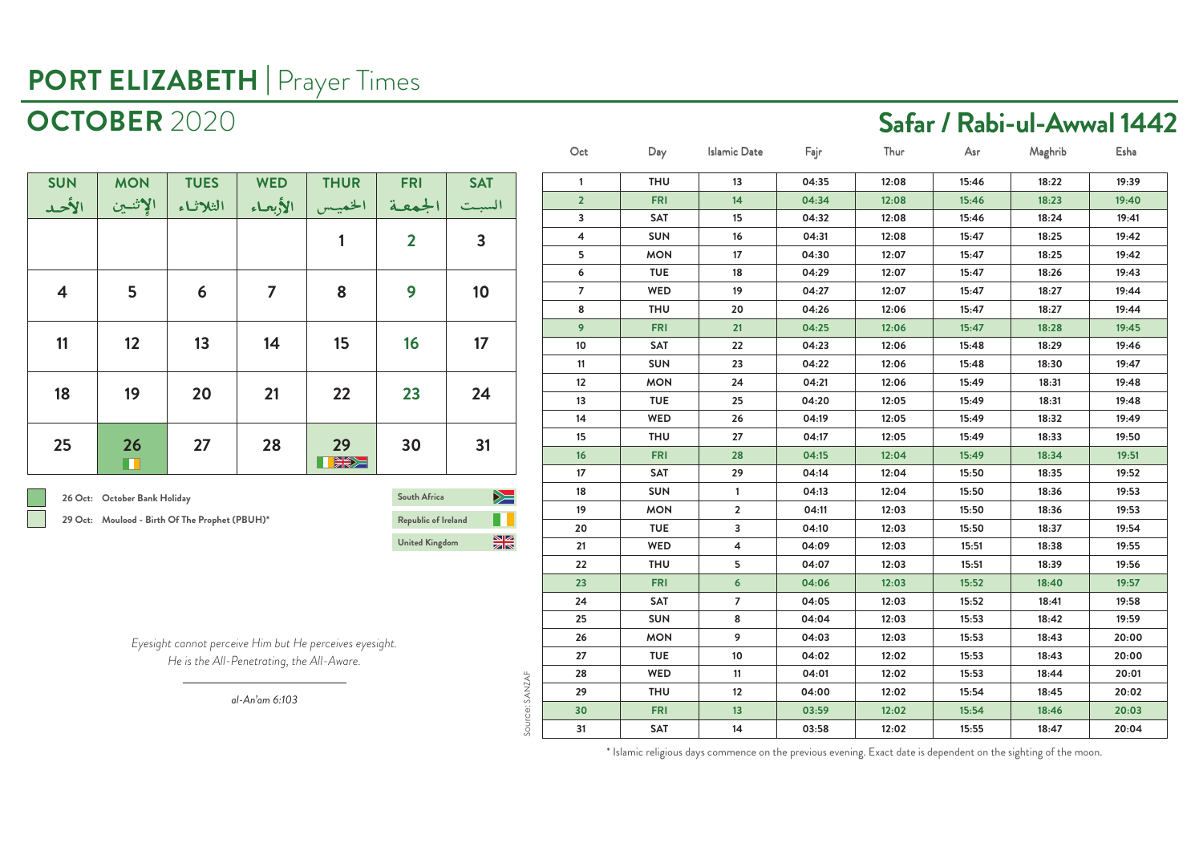# PORT ELIZABETH | Prayer Times

## OCTOBER 2020

## Safar / Rabi-ul-Awwal 1442

| SUN الأحـد | MON الإثنـين | TUES الثلاثـاء | WED الأربعـاء | THUR الخميـس | FRI الجمعـة | SAT السبـت |
|---|---|---|---|---|---|---|
| | | | | 1 | 2 | 3 |
| 4 | 5 | 6 | 7 | 8 | 9 | 10 |
| 11 | 12 | 13 | 14 | 15 | 16 | 17 |
| 18 | 19 | 20 | 21 | 22 | 23 | 24 |
| 25 | 26 | 27 | 28 | 29 | 30 | 31 |

26 Oct: October Bank Holiday

29 Oct: Moulood - Birth Of The Prophet (PBUH)*

South Africa

Republic of Ireland

United Kingdom

*Eyesight cannot perceive Him but He perceives eyesight.*
*He is the All-Penetrating, the All-Aware.*

*al-An'am 6:103*

Source: SANZAF

| Oct | Day | Islamic Date | Fajr | Thur | Asr | Maghrib | Esha |
|---|---|---|---|---|---|---|---|
| 1 | THU | 13 | 04:35 | 12:08 | 15:46 | 18:22 | 19:39 |
| 2 | FRI | 14 | 04:34 | 12:08 | 15:46 | 18:23 | 19:40 |
| 3 | SAT | 15 | 04:32 | 12:08 | 15:46 | 18:24 | 19:41 |
| 4 | SUN | 16 | 04:31 | 12:08 | 15:47 | 18:25 | 19:42 |
| 5 | MON | 17 | 04:30 | 12:07 | 15:47 | 18:25 | 19:42 |
| 6 | TUE | 18 | 04:29 | 12:07 | 15:47 | 18:26 | 19:43 |
| 7 | WED | 19 | 04:27 | 12:07 | 15:47 | 18:27 | 19:44 |
| 8 | THU | 20 | 04:26 | 12:06 | 15:47 | 18:27 | 19:44 |
| 9 | FRI | 21 | 04:25 | 12:06 | 15:47 | 18:28 | 19:45 |
| 10 | SAT | 22 | 04:23 | 12:06 | 15:48 | 18:29 | 19:46 |
| 11 | SUN | 23 | 04:22 | 12:06 | 15:48 | 18:30 | 19:47 |
| 12 | MON | 24 | 04:21 | 12:06 | 15:49 | 18:31 | 19:48 |
| 13 | TUE | 25 | 04:20 | 12:05 | 15:49 | 18:31 | 19:48 |
| 14 | WED | 26 | 04:19 | 12:05 | 15:49 | 18:32 | 19:49 |
| 15 | THU | 27 | 04:17 | 12:05 | 15:49 | 18:33 | 19:50 |
| 16 | FRI | 28 | 04:15 | 12:04 | 15:49 | 18:34 | 19:51 |
| 17 | SAT | 29 | 04:14 | 12:04 | 15:50 | 18:35 | 19:52 |
| 18 | SUN | 1 | 04:13 | 12:04 | 15:50 | 18:36 | 19:53 |
| 19 | MON | 2 | 04:11 | 12:03 | 15:50 | 18:36 | 19:53 |
| 20 | TUE | 3 | 04:10 | 12:03 | 15:50 | 18:37 | 19:54 |
| 21 | WED | 4 | 04:09 | 12:03 | 15:51 | 18:38 | 19:55 |
| 22 | THU | 5 | 04:07 | 12:03 | 15:51 | 18:39 | 19:56 |
| 23 | FRI | 6 | 04:06 | 12:03 | 15:52 | 18:40 | 19:57 |
| 24 | SAT | 7 | 04:05 | 12:03 | 15:52 | 18:41 | 19:58 |
| 25 | SUN | 8 | 04:04 | 12:03 | 15:53 | 18:42 | 19:59 |
| 26 | MON | 9 | 04:03 | 12:03 | 15:53 | 18:43 | 20:00 |
| 27 | TUE | 10 | 04:02 | 12:02 | 15:53 | 18:43 | 20:00 |
| 28 | WED | 11 | 04:01 | 12:02 | 15:53 | 18:44 | 20:01 |
| 29 | THU | 12 | 04:00 | 12:02 | 15:54 | 18:45 | 20:02 |
| 30 | FRI | 13 | 03:59 | 12:02 | 15:54 | 18:46 | 20:03 |
| 31 | SAT | 14 | 03:58 | 12:02 | 15:55 | 18:47 | 20:04 |

\* Islamic religious days commence on the previous evening. Exact date is dependent on the sighting of the moon.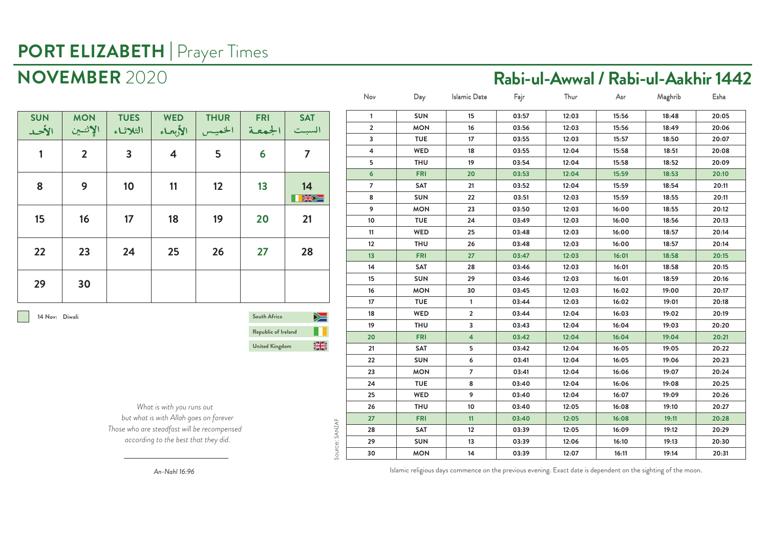# PORT ELIZABETH | Prayer Times

## NOVEMBER 2020

## Rabi-ul-Awwal / Rabi-ul-Aakhir 1442

| SUN الأحد | MON الإثنين | TUES الثلاثاء | WED الأربعاء | THUR الخميس | FRI الجمعة | SAT السبت |
|---|---|---|---|---|---|---|
| 1 | 2 | 3 | 4 | 5 | 6 | 7 |
| 8 | 9 | 10 | 11 | 12 | 13 | 14 |
| 15 | 16 | 17 | 18 | 19 | 20 | 21 |
| 22 | 23 | 24 | 25 | 26 | 27 | 28 |
| 29 | 30 | | | | | |

14 Nov: Diwali

South Africa

Republic of Ireland

United Kingdom

| Nov | Day | Islamic Date | Fajr | Thur | Asr | Maghrib | Esha |
|---|---|---|---|---|---|---|---|
| 1 | SUN | 15 | 03:57 | 12:03 | 15:56 | 18:48 | 20:05 |
| 2 | MON | 16 | 03:56 | 12:03 | 15:56 | 18:49 | 20:06 |
| 3 | TUE | 17 | 03:55 | 12:03 | 15:57 | 18:50 | 20:07 |
| 4 | WED | 18 | 03:55 | 12:04 | 15:58 | 18:51 | 20:08 |
| 5 | THU | 19 | 03:54 | 12:04 | 15:58 | 18:52 | 20:09 |
| 6 | FRI | 20 | 03:53 | 12:04 | 15:59 | 18:53 | 20:10 |
| 7 | SAT | 21 | 03:52 | 12:04 | 15:59 | 18:54 | 20:11 |
| 8 | SUN | 22 | 03:51 | 12:03 | 15:59 | 18:55 | 20:11 |
| 9 | MON | 23 | 03:50 | 12:03 | 16:00 | 18:55 | 20:12 |
| 10 | TUE | 24 | 03:49 | 12:03 | 16:00 | 18:56 | 20:13 |
| 11 | WED | 25 | 03:48 | 12:03 | 16:00 | 18:57 | 20:14 |
| 12 | THU | 26 | 03:48 | 12:03 | 16:00 | 18:57 | 20:14 |
| 13 | FRI | 27 | 03:47 | 12:03 | 16:01 | 18:58 | 20:15 |
| 14 | SAT | 28 | 03:46 | 12:03 | 16:01 | 18:58 | 20:15 |
| 15 | SUN | 29 | 03:46 | 12:03 | 16:01 | 18:59 | 20:16 |
| 16 | MON | 30 | 03:45 | 12:03 | 16:02 | 19:00 | 20:17 |
| 17 | TUE | 1 | 03:44 | 12:03 | 16:02 | 19:01 | 20:18 |
| 18 | WED | 2 | 03:44 | 12:04 | 16:03 | 19:02 | 20:19 |
| 19 | THU | 3 | 03:43 | 12:04 | 16:04 | 19:03 | 20:20 |
| 20 | FRI | 4 | 03:42 | 12:04 | 16:04 | 19:04 | 20:21 |
| 21 | SAT | 5 | 03:42 | 12:04 | 16:05 | 19:05 | 20:22 |
| 22 | SUN | 6 | 03:41 | 12:04 | 16:05 | 19:06 | 20:23 |
| 23 | MON | 7 | 03:41 | 12:04 | 16:06 | 19:07 | 20:24 |
| 24 | TUE | 8 | 03:40 | 12:04 | 16:06 | 19:08 | 20:25 |
| 25 | WED | 9 | 03:40 | 12:04 | 16:07 | 19:09 | 20:26 |
| 26 | THU | 10 | 03:40 | 12:05 | 16:08 | 19:10 | 20:27 |
| 27 | FRI | 11 | 03:40 | 12:05 | 16:08 | 19:11 | 20:28 |
| 28 | SAT | 12 | 03:39 | 12:05 | 16:09 | 19:12 | 20:29 |
| 29 | SUN | 13 | 03:39 | 12:06 | 16:10 | 19:13 | 20:30 |
| 30 | MON | 14 | 03:39 | 12:07 | 16:11 | 19:14 | 20:31 |

*What is with you runs out*
*but what is with Allah goes on forever*
*Those who are steadfast will be recompensed*
*according to the best that they did.*

*An-Nahl 16:96*

Source: SANZAF

Islamic religious days commence on the previous evening. Exact date is dependent on the sighting of the moon.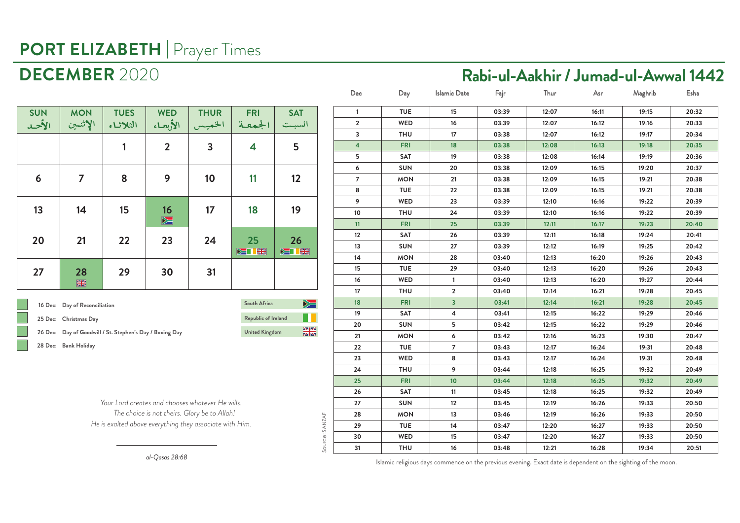# PORT ELIZABETH | Prayer Times

## DECEMBER 2020

| SUN الأحد | MON الإثنين | TUES الثلاثاء | WED الأربعاء | THUR الخميس | FRI الجمعة | SAT السبت |
|---|---|---|---|---|---|---|
| | | 1 | 2 | 3 | 4 | 5 |
| 6 | 7 | 8 | 9 | 10 | 11 | 12 |
| 13 | 14 | 15 | 16 | 17 | 18 | 19 |
| 20 | 21 | 22 | 23 | 24 | 25 | 26 |
| 27 | 28 | 29 | 30 | 31 | | |

16 Dec: Day of Reconciliation

25 Dec: Christmas Day

26 Dec: Day of Goodwill / St. Stephen's Day / Boxing Day

28 Dec: Bank Holiday

South Africa

Republic of Ireland

United Kingdom

*Your Lord creates and chooses whatever He wills.*
*The choice is not theirs. Glory be to Allah!*
*He is exalted above everything they associate with Him.*

*al-Qasas 28:68*

Source: SANZAF

## Rabi-ul-Aakhir / Jumad-ul-Awwal 1442

| Dec | Day | Islamic Date | Fajr | Thur | Asr | Maghrib | Esha |
|---|---|---|---|---|---|---|---|
| 1 | TUE | 15 | 03:39 | 12:07 | 16:11 | 19:15 | 20:32 |
| 2 | WED | 16 | 03:39 | 12:07 | 16:12 | 19:16 | 20:33 |
| 3 | THU | 17 | 03:38 | 12:07 | 16:12 | 19:17 | 20:34 |
| 4 | FRI | 18 | 03:38 | 12:08 | 16:13 | 19:18 | 20:35 |
| 5 | SAT | 19 | 03:38 | 12:08 | 16:14 | 19:19 | 20:36 |
| 6 | SUN | 20 | 03:38 | 12:09 | 16:15 | 19:20 | 20:37 |
| 7 | MON | 21 | 03:38 | 12:09 | 16:15 | 19:21 | 20:38 |
| 8 | TUE | 22 | 03:38 | 12:09 | 16:15 | 19:21 | 20:38 |
| 9 | WED | 23 | 03:39 | 12:10 | 16:16 | 19:22 | 20:39 |
| 10 | THU | 24 | 03:39 | 12:10 | 16:16 | 19:22 | 20:39 |
| 11 | FRI | 25 | 03:39 | 12:11 | 16:17 | 19:23 | 20:40 |
| 12 | SAT | 26 | 03:39 | 12:11 | 16:18 | 19:24 | 20:41 |
| 13 | SUN | 27 | 03:39 | 12:12 | 16:19 | 19:25 | 20:42 |
| 14 | MON | 28 | 03:40 | 12:13 | 16:20 | 19:26 | 20:43 |
| 15 | TUE | 29 | 03:40 | 12:13 | 16:20 | 19:26 | 20:43 |
| 16 | WED | 1 | 03:40 | 12:13 | 16:20 | 19:27 | 20:44 |
| 17 | THU | 2 | 03:40 | 12:14 | 16:21 | 19:28 | 20:45 |
| 18 | FRI | 3 | 03:41 | 12:14 | 16:21 | 19:28 | 20:45 |
| 19 | SAT | 4 | 03:41 | 12:15 | 16:22 | 19:29 | 20:46 |
| 20 | SUN | 5 | 03:42 | 12:15 | 16:22 | 19:29 | 20:46 |
| 21 | MON | 6 | 03:42 | 12:16 | 16:23 | 19:30 | 20:47 |
| 22 | TUE | 7 | 03:43 | 12:17 | 16:24 | 19:31 | 20:48 |
| 23 | WED | 8 | 03:43 | 12:17 | 16:24 | 19:31 | 20:48 |
| 24 | THU | 9 | 03:44 | 12:18 | 16:25 | 19:32 | 20:49 |
| 25 | FRI | 10 | 03:44 | 12:18 | 16:25 | 19:32 | 20:49 |
| 26 | SAT | 11 | 03:45 | 12:18 | 16:25 | 19:32 | 20:49 |
| 27 | SUN | 12 | 03:45 | 12:19 | 16:26 | 19:33 | 20:50 |
| 28 | MON | 13 | 03:46 | 12:19 | 16:26 | 19:33 | 20:50 |
| 29 | TUE | 14 | 03:47 | 12:20 | 16:27 | 19:33 | 20:50 |
| 30 | WED | 15 | 03:47 | 12:20 | 16:27 | 19:33 | 20:50 |
| 31 | THU | 16 | 03:48 | 12:21 | 16:28 | 19:34 | 20:51 |

Islamic religious days commence on the previous evening. Exact date is dependent on the sighting of the moon.